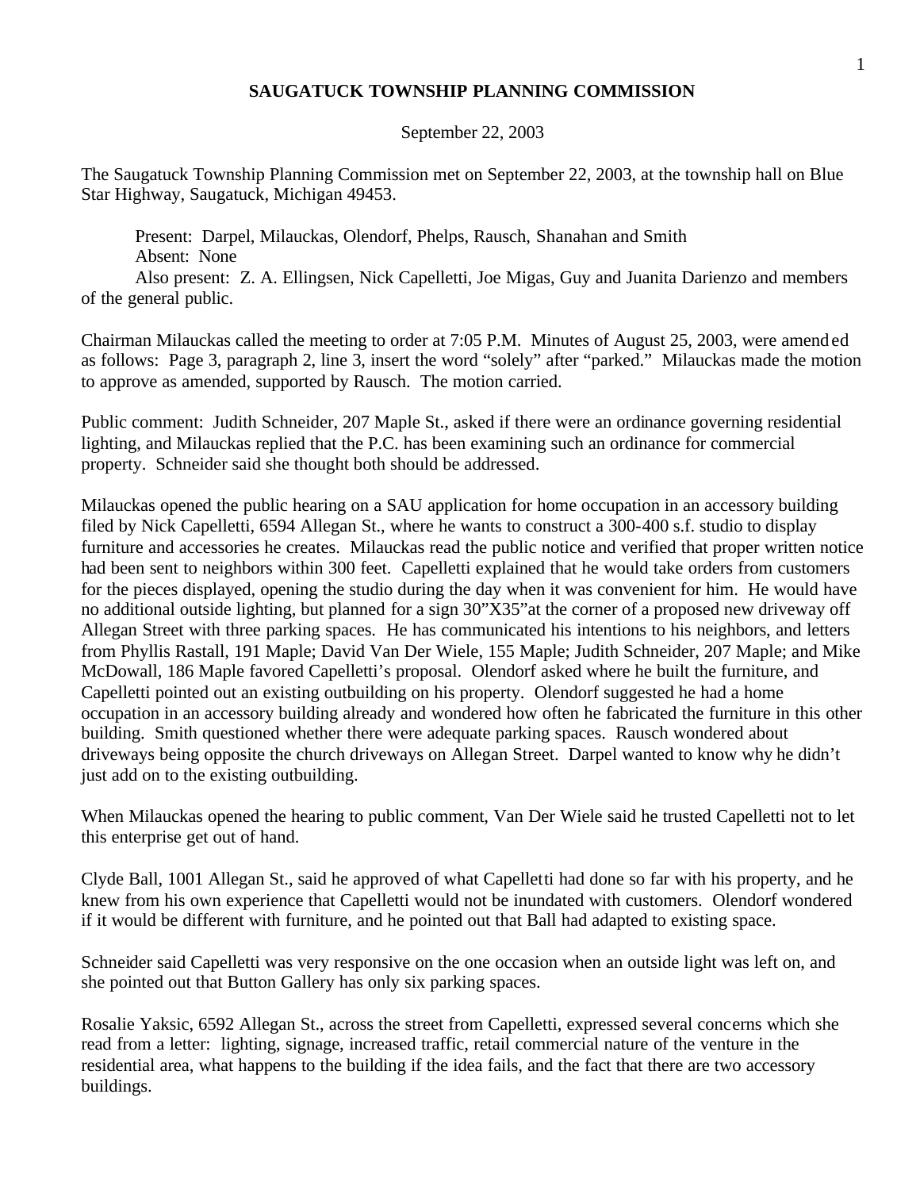# SAUGATUCK TOWNSHIP PLANNING COMMISSION

September 22, 2003

The Saugatuck Township Planning Commission met on September 22, 2003, at the township hall on Blue Star Highway, Saugatuck, Michigan 49453.

Present: Darpel, Milauckas, Olendorf, Phelps, Rausch, Shanahan and Smith
Absent: None
Also present: Z. A. Ellingsen, Nick Capelletti, Joe Migas, Guy and Juanita Darienzo and members of the general public.

Chairman Milauckas called the meeting to order at 7:05 P.M. Minutes of August 25, 2003, were amended as follows: Page 3, paragraph 2, line 3, insert the word "solely" after "parked." Milauckas made the motion to approve as amended, supported by Rausch. The motion carried.

Public comment: Judith Schneider, 207 Maple St., asked if there were an ordinance governing residential lighting, and Milauckas replied that the P.C. has been examining such an ordinance for commercial property. Schneider said she thought both should be addressed.

Milauckas opened the public hearing on a SAU application for home occupation in an accessory building filed by Nick Capelletti, 6594 Allegan St., where he wants to construct a 300-400 s.f. studio to display furniture and accessories he creates. Milauckas read the public notice and verified that proper written notice had been sent to neighbors within 300 feet. Capelletti explained that he would take orders from customers for the pieces displayed, opening the studio during the day when it was convenient for him. He would have no additional outside lighting, but planned for a sign 30"X35"at the corner of a proposed new driveway off Allegan Street with three parking spaces. He has communicated his intentions to his neighbors, and letters from Phyllis Rastall, 191 Maple; David Van Der Wiele, 155 Maple; Judith Schneider, 207 Maple; and Mike McDowall, 186 Maple favored Capelletti's proposal. Olendorf asked where he built the furniture, and Capelletti pointed out an existing outbuilding on his property. Olendorf suggested he had a home occupation in an accessory building already and wondered how often he fabricated the furniture in this other building. Smith questioned whether there were adequate parking spaces. Rausch wondered about driveways being opposite the church driveways on Allegan Street. Darpel wanted to know why he didn't just add on to the existing outbuilding.

When Milauckas opened the hearing to public comment, Van Der Wiele said he trusted Capelletti not to let this enterprise get out of hand.

Clyde Ball, 1001 Allegan St., said he approved of what Capelletti had done so far with his property, and he knew from his own experience that Capelletti would not be inundated with customers. Olendorf wondered if it would be different with furniture, and he pointed out that Ball had adapted to existing space.

Schneider said Capelletti was very responsive on the one occasion when an outside light was left on, and she pointed out that Button Gallery has only six parking spaces.

Rosalie Yaksic, 6592 Allegan St., across the street from Capelletti, expressed several concerns which she read from a letter: lighting, signage, increased traffic, retail commercial nature of the venture in the residential area, what happens to the building if the idea fails, and the fact that there are two accessory buildings.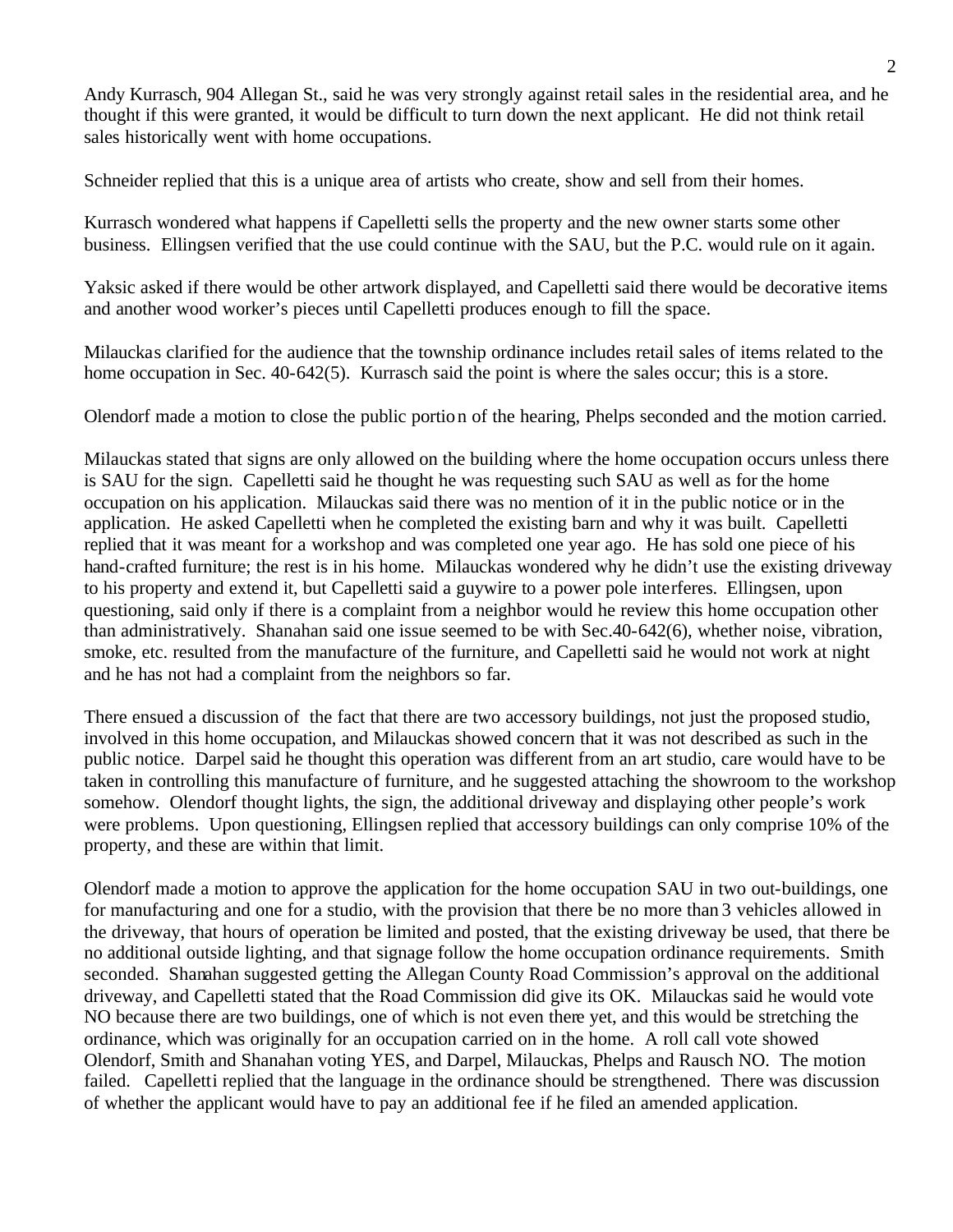Andy Kurrasch, 904 Allegan St., said he was very strongly against retail sales in the residential area, and he thought if this were granted, it would be difficult to turn down the next applicant. He did not think retail sales historically went with home occupations.

Schneider replied that this is a unique area of artists who create, show and sell from their homes.

Kurrasch wondered what happens if Capelletti sells the property and the new owner starts some other business. Ellingsen verified that the use could continue with the SAU, but the P.C. would rule on it again.

Yaksic asked if there would be other artwork displayed, and Capelletti said there would be decorative items and another wood worker's pieces until Capelletti produces enough to fill the space.

Milauckas clarified for the audience that the township ordinance includes retail sales of items related to the home occupation in Sec. 40-642(5). Kurrasch said the point is where the sales occur; this is a store.

Olendorf made a motion to close the public portion of the hearing, Phelps seconded and the motion carried.

Milauckas stated that signs are only allowed on the building where the home occupation occurs unless there is SAU for the sign. Capelletti said he thought he was requesting such SAU as well as for the home occupation on his application. Milauckas said there was no mention of it in the public notice or in the application. He asked Capelletti when he completed the existing barn and why it was built. Capelletti replied that it was meant for a workshop and was completed one year ago. He has sold one piece of his hand-crafted furniture; the rest is in his home. Milauckas wondered why he didn't use the existing driveway to his property and extend it, but Capelletti said a guywire to a power pole interferes. Ellingsen, upon questioning, said only if there is a complaint from a neighbor would he review this home occupation other than administratively. Shanahan said one issue seemed to be with Sec.40-642(6), whether noise, vibration, smoke, etc. resulted from the manufacture of the furniture, and Capelletti said he would not work at night and he has not had a complaint from the neighbors so far.

There ensued a discussion of the fact that there are two accessory buildings, not just the proposed studio, involved in this home occupation, and Milauckas showed concern that it was not described as such in the public notice. Darpel said he thought this operation was different from an art studio, care would have to be taken in controlling this manufacture of furniture, and he suggested attaching the showroom to the workshop somehow. Olendorf thought lights, the sign, the additional driveway and displaying other people's work were problems. Upon questioning, Ellingsen replied that accessory buildings can only comprise 10% of the property, and these are within that limit.

Olendorf made a motion to approve the application for the home occupation SAU in two out-buildings, one for manufacturing and one for a studio, with the provision that there be no more than 3 vehicles allowed in the driveway, that hours of operation be limited and posted, that the existing driveway be used, that there be no additional outside lighting, and that signage follow the home occupation ordinance requirements. Smith seconded. Shanahan suggested getting the Allegan County Road Commission's approval on the additional driveway, and Capelletti stated that the Road Commission did give its OK. Milauckas said he would vote NO because there are two buildings, one of which is not even there yet, and this would be stretching the ordinance, which was originally for an occupation carried on in the home. A roll call vote showed Olendorf, Smith and Shanahan voting YES, and Darpel, Milauckas, Phelps and Rausch NO. The motion failed. Capelletti replied that the language in the ordinance should be strengthened. There was discussion of whether the applicant would have to pay an additional fee if he filed an amended application.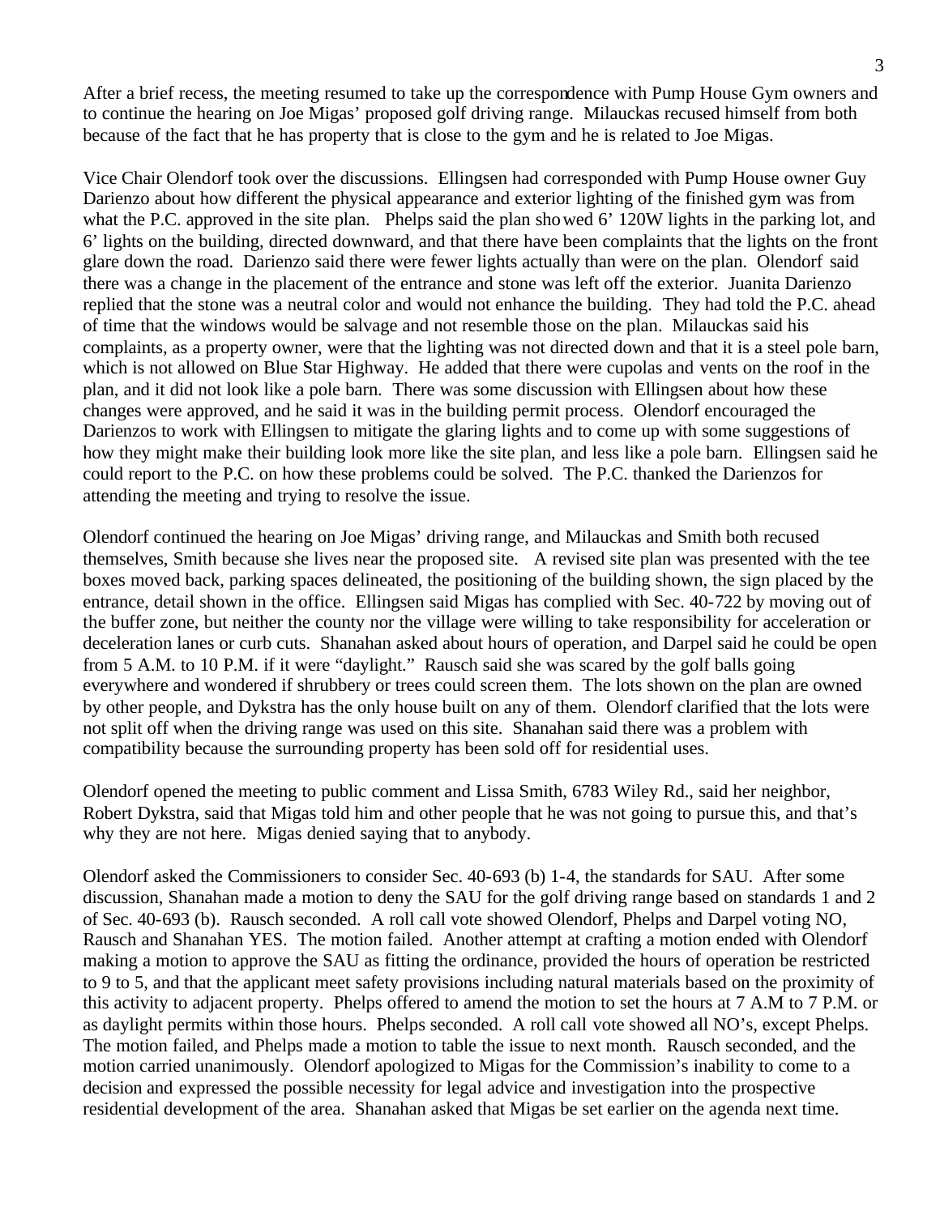After a brief recess, the meeting resumed to take up the correspondence with Pump House Gym owners and to continue the hearing on Joe Migas' proposed golf driving range. Milauckas recused himself from both because of the fact that he has property that is close to the gym and he is related to Joe Migas.

Vice Chair Olendorf took over the discussions. Ellingsen had corresponded with Pump House owner Guy Darienzo about how different the physical appearance and exterior lighting of the finished gym was from what the P.C. approved in the site plan. Phelps said the plan showed 6' 120W lights in the parking lot, and 6' lights on the building, directed downward, and that there have been complaints that the lights on the front glare down the road. Darienzo said there were fewer lights actually than were on the plan. Olendorf said there was a change in the placement of the entrance and stone was left off the exterior. Juanita Darienzo replied that the stone was a neutral color and would not enhance the building. They had told the P.C. ahead of time that the windows would be salvage and not resemble those on the plan. Milauckas said his complaints, as a property owner, were that the lighting was not directed down and that it is a steel pole barn, which is not allowed on Blue Star Highway. He added that there were cupolas and vents on the roof in the plan, and it did not look like a pole barn. There was some discussion with Ellingsen about how these changes were approved, and he said it was in the building permit process. Olendorf encouraged the Darienzos to work with Ellingsen to mitigate the glaring lights and to come up with some suggestions of how they might make their building look more like the site plan, and less like a pole barn. Ellingsen said he could report to the P.C. on how these problems could be solved. The P.C. thanked the Darienzos for attending the meeting and trying to resolve the issue.

Olendorf continued the hearing on Joe Migas' driving range, and Milauckas and Smith both recused themselves, Smith because she lives near the proposed site. A revised site plan was presented with the tee boxes moved back, parking spaces delineated, the positioning of the building shown, the sign placed by the entrance, detail shown in the office. Ellingsen said Migas has complied with Sec. 40-722 by moving out of the buffer zone, but neither the county nor the village were willing to take responsibility for acceleration or deceleration lanes or curb cuts. Shanahan asked about hours of operation, and Darpel said he could be open from 5 A.M. to 10 P.M. if it were "daylight." Rausch said she was scared by the golf balls going everywhere and wondered if shrubbery or trees could screen them. The lots shown on the plan are owned by other people, and Dykstra has the only house built on any of them. Olendorf clarified that the lots were not split off when the driving range was used on this site. Shanahan said there was a problem with compatibility because the surrounding property has been sold off for residential uses.

Olendorf opened the meeting to public comment and Lissa Smith, 6783 Wiley Rd., said her neighbor, Robert Dykstra, said that Migas told him and other people that he was not going to pursue this, and that's why they are not here. Migas denied saying that to anybody.

Olendorf asked the Commissioners to consider Sec. 40-693 (b) 1-4, the standards for SAU. After some discussion, Shanahan made a motion to deny the SAU for the golf driving range based on standards 1 and 2 of Sec. 40-693 (b). Rausch seconded. A roll call vote showed Olendorf, Phelps and Darpel voting NO, Rausch and Shanahan YES. The motion failed. Another attempt at crafting a motion ended with Olendorf making a motion to approve the SAU as fitting the ordinance, provided the hours of operation be restricted to 9 to 5, and that the applicant meet safety provisions including natural materials based on the proximity of this activity to adjacent property. Phelps offered to amend the motion to set the hours at 7 A.M to 7 P.M. or as daylight permits within those hours. Phelps seconded. A roll call vote showed all NO's, except Phelps. The motion failed, and Phelps made a motion to table the issue to next month. Rausch seconded, and the motion carried unanimously. Olendorf apologized to Migas for the Commission's inability to come to a decision and expressed the possible necessity for legal advice and investigation into the prospective residential development of the area. Shanahan asked that Migas be set earlier on the agenda next time.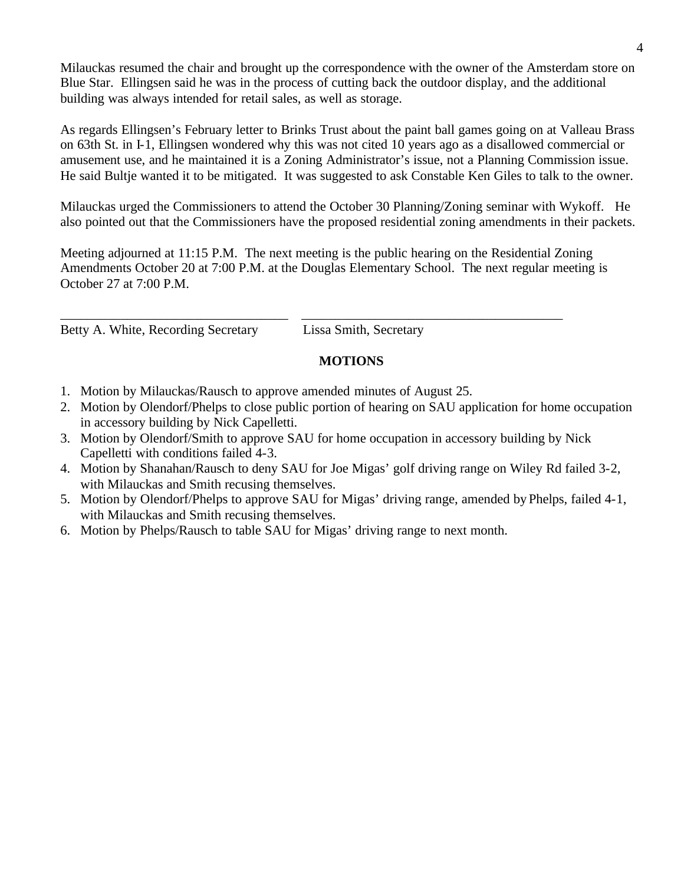Milauckas resumed the chair and brought up the correspondence with the owner of the Amsterdam store on Blue Star. Ellingsen said he was in the process of cutting back the outdoor display, and the additional building was always intended for retail sales, as well as storage.

As regards Ellingsen's February letter to Brinks Trust about the paint ball games going on at Valleau Brass on 63th St. in I-1, Ellingsen wondered why this was not cited 10 years ago as a disallowed commercial or amusement use, and he maintained it is a Zoning Administrator's issue, not a Planning Commission issue. He said Bultje wanted it to be mitigated. It was suggested to ask Constable Ken Giles to talk to the owner.

Milauckas urged the Commissioners to attend the October 30 Planning/Zoning seminar with Wykoff. He also pointed out that the Commissioners have the proposed residential zoning amendments in their packets.

Meeting adjourned at 11:15 P.M. The next meeting is the public hearing on the Residential Zoning Amendments October 20 at 7:00 P.M. at the Douglas Elementary School. The next regular meeting is October 27 at 7:00 P.M.

\_\_\_\_\_\_\_\_\_\_\_\_\_\_\_\_\_\_\_\_\_\_\_\_\_\_\_\_\_\_\_\_\_\_\_ \_\_\_\_\_\_\_\_\_\_\_\_\_\_\_\_\_\_\_\_\_\_\_\_\_\_\_\_\_\_\_\_\_\_\_\_\_\_\_\_

Betty A. White, Recording Secretary    Lissa Smith, Secretary

**MOTIONS**

1. Motion by Milauckas/Rausch to approve amended minutes of August 25.
2. Motion by Olendorf/Phelps to close public portion of hearing on SAU application for home occupation in accessory building by Nick Capelletti.
3. Motion by Olendorf/Smith to approve SAU for home occupation in accessory building by Nick Capelletti with conditions failed 4-3.
4. Motion by Shanahan/Rausch to deny SAU for Joe Migas' golf driving range on Wiley Rd failed 3-2, with Milauckas and Smith recusing themselves.
5. Motion by Olendorf/Phelps to approve SAU for Migas' driving range, amended by Phelps, failed 4-1, with Milauckas and Smith recusing themselves.
6. Motion by Phelps/Rausch to table SAU for Migas' driving range to next month.